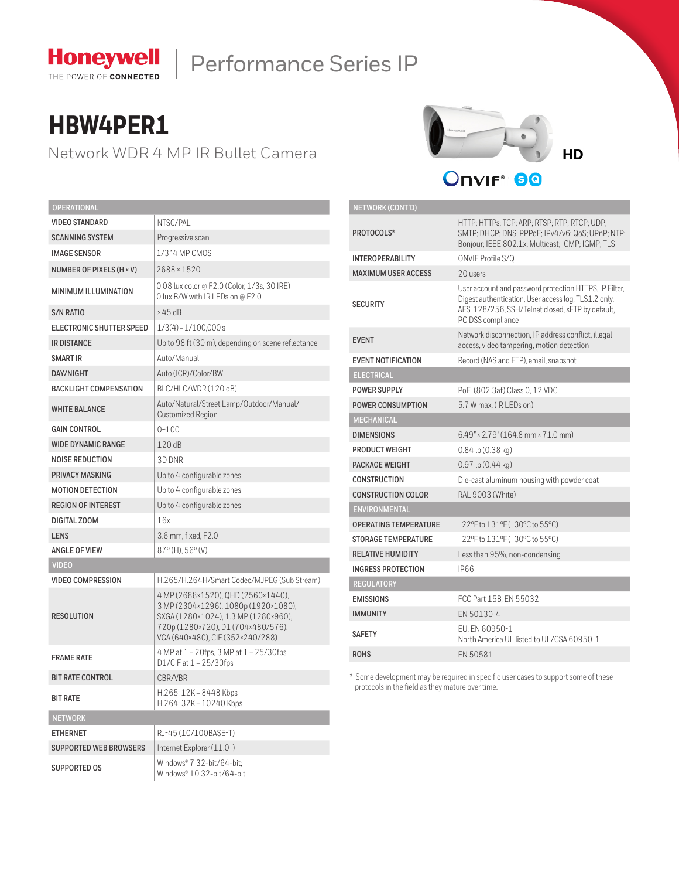Honeywell
THE POWER OF CONNECTED

Performance Series IP

# HBW4PER1

## Network WDR 4 MP IR Bullet Camera

HD

ONVIF® | SQ

| OPERATIONAL | |
|---|---|
| VIDEO STANDARD | NTSC/PAL |
| SCANNING SYSTEM | Progressive scan |
| IMAGE SENSOR | 1/3" 4 MP CMOS |
| NUMBER OF PIXELS (H × V) | 2688 × 1520 |
| MINIMUM ILLUMINATION | 0.08 lux color @ F2.0 (Color, 1/3s, 30 IRE)<br>0 lux B/W with IR LEDs on @ F2.0 |
| S/N RATIO | > 45 dB |
| ELECTRONIC SHUTTER SPEED | 1/3(4) – 1/100,000 s |
| IR DISTANCE | Up to 98 ft (30 m), depending on scene reflectance |
| SMART IR | Auto/Manual |
| DAY/NIGHT | Auto (ICR)/Color/BW |
| BACKLIGHT COMPENSATION | BLC/HLC/WDR (120 dB) |
| WHITE BALANCE | Auto/Natural/Street Lamp/Outdoor/Manual/ Customized Region |
| GAIN CONTROL | 0~100 |
| WIDE DYNAMIC RANGE | 120 dB |
| NOISE REDUCTION | 3D DNR |
| PRIVACY MASKING | Up to 4 configurable zones |
| MOTION DETECTION | Up to 4 configurable zones |
| REGION OF INTEREST | Up to 4 configurable zones |
| DIGITAL ZOOM | 16x |
| LENS | 3.6 mm, fixed, F2.0 |
| ANGLE OF VIEW | 87° (H), 56° (V) |
| **VIDEO** | |
| VIDEO COMPRESSION | H.265/H.264H/Smart Codec/MJPEG (Sub Stream) |
| RESOLUTION | 4 MP (2688×1520), QHD (2560×1440), 3 MP (2304×1296), 1080p (1920×1080), SXGA (1280×1024), 1.3 MP (1280×960), 720p (1280×720), D1 (704×480/576), VGA (640×480), CIF (352×240/288) |
| FRAME RATE | 4 MP at 1 – 20fps, 3 MP at 1 – 25/30fps<br>D1/CIF at 1 – 25/30fps |
| BIT RATE CONTROL | CBR/VBR |
| BIT RATE | H.265: 12K – 8448 Kbps<br>H.264: 32K – 10240 Kbps |
| **NETWORK** | |
| ETHERNET | RJ-45 (10/100BASE-T) |
| SUPPORTED WEB BROWSERS | Internet Explorer (11.0+) |
| SUPPORTED OS | Windows® 7 32-bit/64-bit;<br>Windows® 10 32-bit/64-bit |

| NETWORK (CONT'D) | |
|---|---|
| PROTOCOLS* | HTTP; HTTPs; TCP; ARP; RTSP; RTP; RTCP; UDP; SMTP; DHCP; DNS; PPPoE; IPv4/v6; QoS; UPnP; NTP; Bonjour; IEEE 802.1x; Multicast; ICMP; IGMP; TLS |
| INTEROPERABILITY | ONVIF Profile S/Q |
| MAXIMUM USER ACCESS | 20 users |
| SECURITY | User account and password protection HTTPS, IP Filter, Digest authentication, User access log, TLS1.2 only, AES-128/256, SSH/Telnet closed, sFTP by default, PCIDSS compliance |
| EVENT | Network disconnection, IP address conflict, illegal access, video tampering, motion detection |
| EVENT NOTIFICATION | Record (NAS and FTP), email, snapshot |
| **ELECTRICAL** | |
| POWER SUPPLY | PoE (802.3af) Class 0, 12 VDC |
| POWER CONSUMPTION | 5.7 W max. (IR LEDs on) |
| **MECHANICAL** | |
| DIMENSIONS | 6.49" × 2.79" (164.8 mm × 71.0 mm) |
| PRODUCT WEIGHT | 0.84 lb (0.38 kg) |
| PACKAGE WEIGHT | 0.97 lb (0.44 kg) |
| CONSTRUCTION | Die-cast aluminum housing with powder coat |
| CONSTRUCTION COLOR | RAL 9003 (White) |
| **ENVIRONMENTAL** | |
| OPERATING TEMPERATURE | −22°F to 131°F (−30°C to 55°C) |
| STORAGE TEMPERATURE | −22°F to 131°F (−30°C to 55°C) |
| RELATIVE HUMIDITY | Less than 95%, non-condensing |
| INGRESS PROTECTION | IP66 |
| **REGULATORY** | |
| EMISSIONS | FCC Part 15B, EN 55032 |
| IMMUNITY | EN 50130-4 |
| SAFETY | EU: EN 60950-1<br>North America UL listed to UL/CSA 60950-1 |
| ROHS | EN 50581 |

* Some development may be required in specific user cases to support some of these protocols in the field as they mature over time.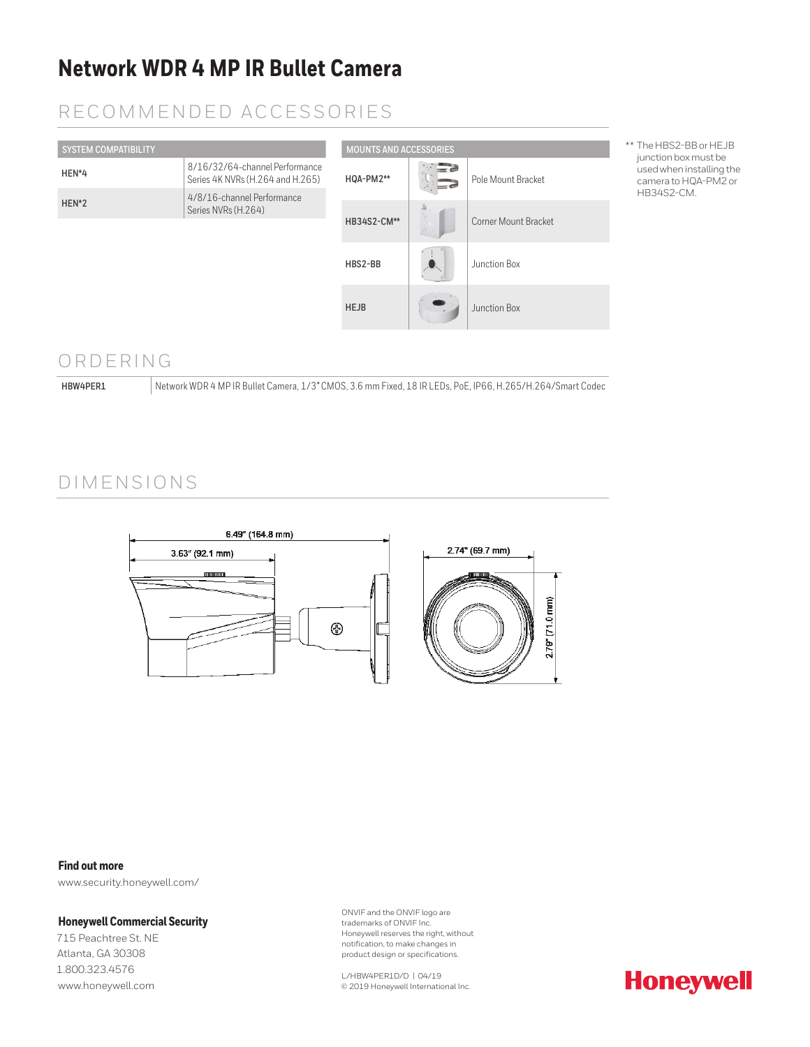# Network WDR 4 MP IR Bullet Camera

## RECOMMENDED ACCESSORIES

| SYSTEM COMPATIBILITY | |
|---|---|
| HEN*4 | 8/16/32/64-channel Performance Series 4K NVRs (H.264 and H.265) |
| HEN*2 | 4/8/16-channel Performance Series NVRs (H.264) |

| MOUNTS AND ACCESSORIES | | |
|---|---|---|
| HQA-PM2** | | Pole Mount Bracket |
| HB34S2-CM** | | Corner Mount Bracket |
| HBS2-BB | | Junction Box |
| HEJB | | Junction Box |

** The HBS2-BB or HEJB junction box must be used when installing the camera to HQA-PM2 or HB34S2-CM.

## ORDERING

| | |
|---|---|
| HBW4PER1 | Network WDR 4 MP IR Bullet Camera, 1/3" CMOS, 3.6 mm Fixed, 18 IR LEDs, PoE, IP66, H.265/H.264/Smart Codec |

## DIMENSIONS

6.49" (164.8 mm)

3.63" (92.1 mm)

2.74" (69.7 mm)

2.79" (71.0 mm)

**Find out more**

www.security.honeywell.com/

**Honeywell Commercial Security**

715 Peachtree St. NE
Atlanta, GA 30308
1.800.323.4576
www.honeywell.com

ONVIF and the ONVIF logo are trademarks of ONVIF Inc.
Honeywell reserves the right, without notification, to make changes in product design or specifications.

L/HBW4PER1D/D | 04/19
© 2019 Honeywell International Inc.

Honeywell